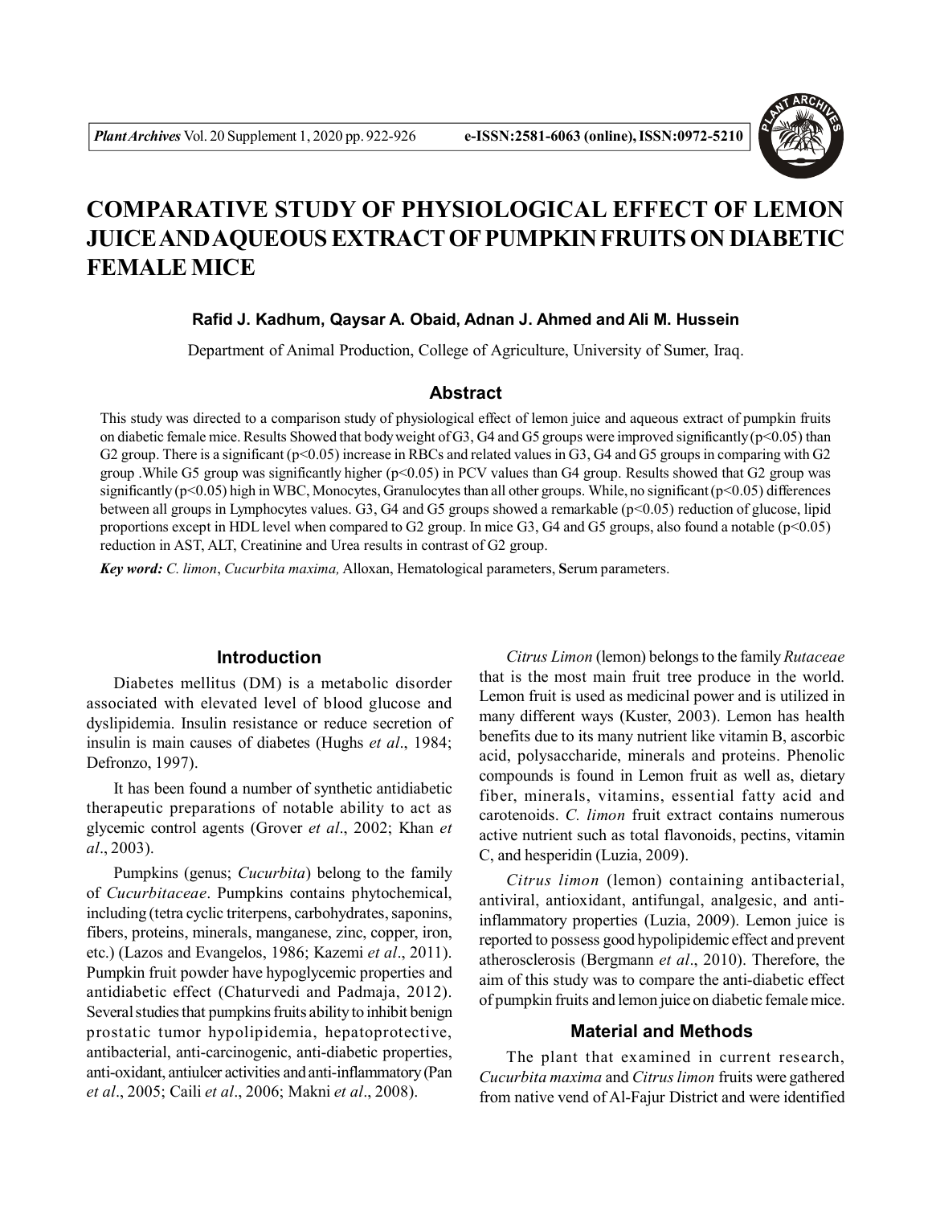# COMPARATIVE STUDY OF PHYSIOLOGICAL EFFECT OF LEMON JUICE AND AQUEOUS EXTRACT OF PUMPKIN FRUITS ON DIABETIC FEMALE MICE

**Rafid J. Kadhum, Qaysar A. Obaid, Adnan J. Ahmed and Ali M. Hussein**

Department of Animal Production, College of Agriculture, University of Sumer, Iraq.

## Abstract

This study was directed to a comparison study of physiological effect of lemon juice and aqueous extract of pumpkin fruits on diabetic female mice. Results Showed that body weight of G3, G4 and G5 groups were improved significantly ($p<0.05$) than G2 group. There is a significant ($p<0.05$) increase in RBCs and related values in G3, G4 and G5 groups in comparing with G2 group .While G5 group was significantly higher ($p<0.05$) in PCV values than G4 group. Results showed that G2 group was significantly ($p<0.05$) high in WBC, Monocytes, Granulocytes than all other groups. While, no significant ($p<0.05$) differences between all groups in Lymphocytes values. G3, G4 and G5 groups showed a remarkable ($p<0.05$) reduction of glucose, lipid proportions except in HDL level when compared to G2 group. In mice G3, G4 and G5 groups, also found a notable ($p<0.05$) reduction in AST, ALT, Creatinine and Urea results in contrast of G2 group.

***Key word:*** *C. limon*, *Cucurbita maxima,* Alloxan, Hematological parameters, **S**erum parameters.

## Introduction

Diabetes mellitus (DM) is a metabolic disorder associated with elevated level of blood glucose and dyslipidemia. Insulin resistance or reduce secretion of insulin is main causes of diabetes (Hughs *et al*., 1984; Defronzo, 1997).

It has been found a number of synthetic antidiabetic therapeutic preparations of notable ability to act as glycemic control agents (Grover *et al*., 2002; Khan *et al*., 2003).

Pumpkins (genus; *Cucurbita*) belong to the family of *Cucurbitaceae*. Pumpkins contains phytochemical, including (tetra cyclic triterpens, carbohydrates, saponins, fibers, proteins, minerals, manganese, zinc, copper, iron, etc.) (Lazos and Evangelos, 1986; Kazemi *et al*., 2011). Pumpkin fruit powder have hypoglycemic properties and antidiabetic effect (Chaturvedi and Padmaja, 2012). Several studies that pumpkins fruits ability to inhibit benign prostatic tumor hypolipidemia, hepatoprotective, antibacterial, anti-carcinogenic, anti-diabetic properties, anti-oxidant, antiulcer activities and anti-inflammatory (Pan *et al*., 2005; Caili *et al*., 2006; Makni *et al*., 2008).

*Citrus Limon* (lemon) belongs to the family *Rutaceae* that is the most main fruit tree produce in the world. Lemon fruit is used as medicinal power and is utilized in many different ways (Kuster, 2003). Lemon has health benefits due to its many nutrient like vitamin B, ascorbic acid, polysaccharide, minerals and proteins. Phenolic compounds is found in Lemon fruit as well as, dietary fiber, minerals, vitamins, essential fatty acid and carotenoids. *C. limon* fruit extract contains numerous active nutrient such as total flavonoids, pectins, vitamin C, and hesperidin (Luzia, 2009).

*Citrus limon* (lemon) containing antibacterial, antiviral, antioxidant, antifungal, analgesic, and anti-inflammatory properties (Luzia, 2009). Lemon juice is reported to possess good hypolipidemic effect and prevent atherosclerosis (Bergmann *et al*., 2010). Therefore, the aim of this study was to compare the anti-diabetic effect of pumpkin fruits and lemon juice on diabetic female mice.

## Material and Methods

The plant that examined in current research, *Cucurbita maxima* and *Citrus limon* fruits were gathered from native vend of Al-Fajur District and were identified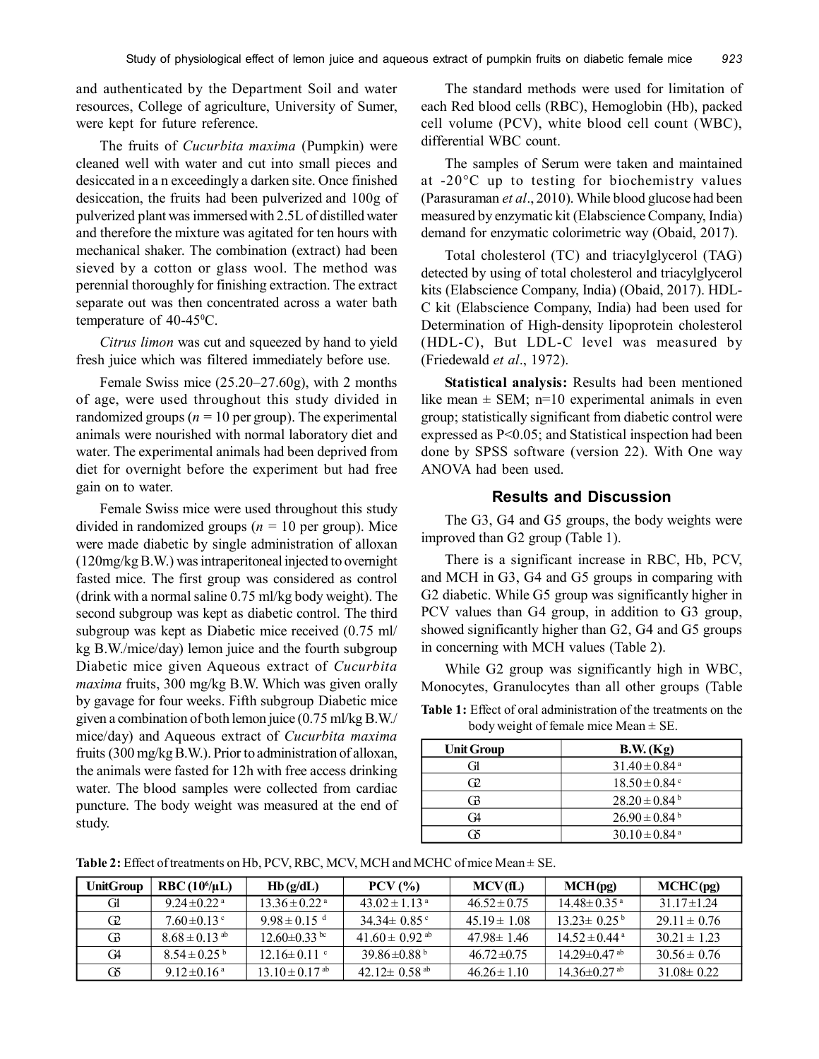and authenticated by the Department Soil and water resources, College of agriculture, University of Sumer, were kept for future reference.

The fruits of *Cucurbita maxima* (Pumpkin) were cleaned well with water and cut into small pieces and desiccated in a n exceedingly a darken site. Once finished desiccation, the fruits had been pulverized and 100g of pulverized plant was immersed with 2.5L of distilled water and therefore the mixture was agitated for ten hours with mechanical shaker. The combination (extract) had been sieved by a cotton or glass wool. The method was perennial thoroughly for finishing extraction. The extract separate out was then concentrated across a water bath temperature of 40-45$^0$C.

*Citrus limon* was cut and squeezed by hand to yield fresh juice which was filtered immediately before use.

Female Swiss mice (25.20–27.60g), with 2 months of age, were used throughout this study divided in randomized groups ($n$ = 10 per group). The experimental animals were nourished with normal laboratory diet and water. The experimental animals had been deprived from diet for overnight before the experiment but had free gain on to water.

Female Swiss mice were used throughout this study divided in randomized groups ($n$ = 10 per group). Mice were made diabetic by single administration of alloxan (120mg/kg B.W.) was intraperitoneal injected to overnight fasted mice. The first group was considered as control (drink with a normal saline 0.75 ml/kg body weight). The second subgroup was kept as diabetic control. The third subgroup was kept as Diabetic mice received (0.75 ml/kg B.W./mice/day) lemon juice and the fourth subgroup Diabetic mice given Aqueous extract of *Cucurbita maxima* fruits, 300 mg/kg B.W. Which was given orally by gavage for four weeks. Fifth subgroup Diabetic mice given a combination of both lemon juice (0.75 ml/kg B.W./mice/day) and Aqueous extract of *Cucurbita maxima* fruits (300 mg/kg B.W.). Prior to administration of alloxan, the animals were fasted for 12h with free access drinking water. The blood samples were collected from cardiac puncture. The body weight was measured at the end of study.

The standard methods were used for limitation of each Red blood cells (RBC), Hemoglobin (Hb), packed cell volume (PCV), white blood cell count (WBC), differential WBC count.

The samples of Serum were taken and maintained at -20°C up to testing for biochemistry values (Parasuraman *et al*., 2010). While blood glucose had been measured by enzymatic kit (Elabscience Company, India) demand for enzymatic colorimetric way (Obaid, 2017).

Total cholesterol (TC) and triacylglycerol (TAG) detected by using of total cholesterol and triacylglycerol kits (Elabscience Company, India) (Obaid, 2017). HDL-C kit (Elabscience Company, India) had been used for Determination of High-density lipoprotein cholesterol (HDL-C), But LDL-C level was measured by (Friedewald *et al*., 1972).

**Statistical analysis:** Results had been mentioned like mean ± SEM; n=10 experimental animals in even group; statistically significant from diabetic control were expressed as P<0.05; and Statistical inspection had been done by SPSS software (version 22). With One way ANOVA had been used.

## Results and Discussion

The G3, G4 and G5 groups, the body weights were improved than G2 group (Table 1).

There is a significant increase in RBC, Hb, PCV, and MCH in G3, G4 and G5 groups in comparing with G2 diabetic. While G5 group was significantly higher in PCV values than G4 group, in addition to G3 group, showed significantly higher than G2, G4 and G5 groups in concerning with MCH values (Table 2).

While G2 group was significantly high in WBC, Monocytes, Granulocytes than all other groups (Table

**Table 1:** Effect of oral administration of the treatments on the body weight of female mice Mean ± SE.

| Unit Group | B.W. (Kg) |
|---|---|
| G1 | 31.40 ± 0.84 $^a$ |
| G2 | 18.50 ± 0.84 $^c$ |
| G3 | 28.20 ± 0.84 $^b$ |
| G4 | 26.90 ± 0.84 $^b$ |
| G5 | 30.10 ± 0.84 $^a$ |

**Table 2:** Effect of treatments on Hb, PCV, RBC, MCV, MCH and MCHC of mice Mean ± SE.

| UnitGroup | RBC ($10^6$/µL) | Hb (g/dL) | PCV (%) | MCV (fL) | MCH (pg) | MCHC (pg) |
|---|---|---|---|---|---|---|
| G1 | 9.24 ± 0.22 $^a$ | 13.36 ± 0.22 $^a$ | 43.02 ± 1.13 $^a$ | 46.52 ± 0.75 | 14.48± 0.35 $^a$ | 31.17 ±1.24 |
| G2 | 7.60 ± 0.13 $^c$ | 9.98 ± 0.15 $^d$ | 34.34± 0.85 $^c$ | 45.19 ± 1.08 | 13.23± 0.25 $^b$ | 29.11 ± 0.76 |
| G3 | 8.68 ± 0.13 $^{ab}$ | 12.60±0.33 $^{bc}$ | 41.60 ± 0.92 $^{ab}$ | 47.98± 1.46 | 14.52 ± 0.44 $^a$ | 30.21 ± 1.23 |
| G4 | 8.54 ± 0.25 $^b$ | 12.16± 0.11 $^c$ | 39.86 ±0.88 $^b$ | 46.72 ±0.75 | 14.29±0.47 $^{ab}$ | 30.56 ± 0.76 |
| G5 | 9.12 ± 0.16 $^a$ | 13.10 ± 0.17 $^{ab}$ | 42.12± 0.58 $^{ab}$ | 46.26 ± 1.10 | 14.36±0.27 $^{ab}$ | 31.08± 0.22 |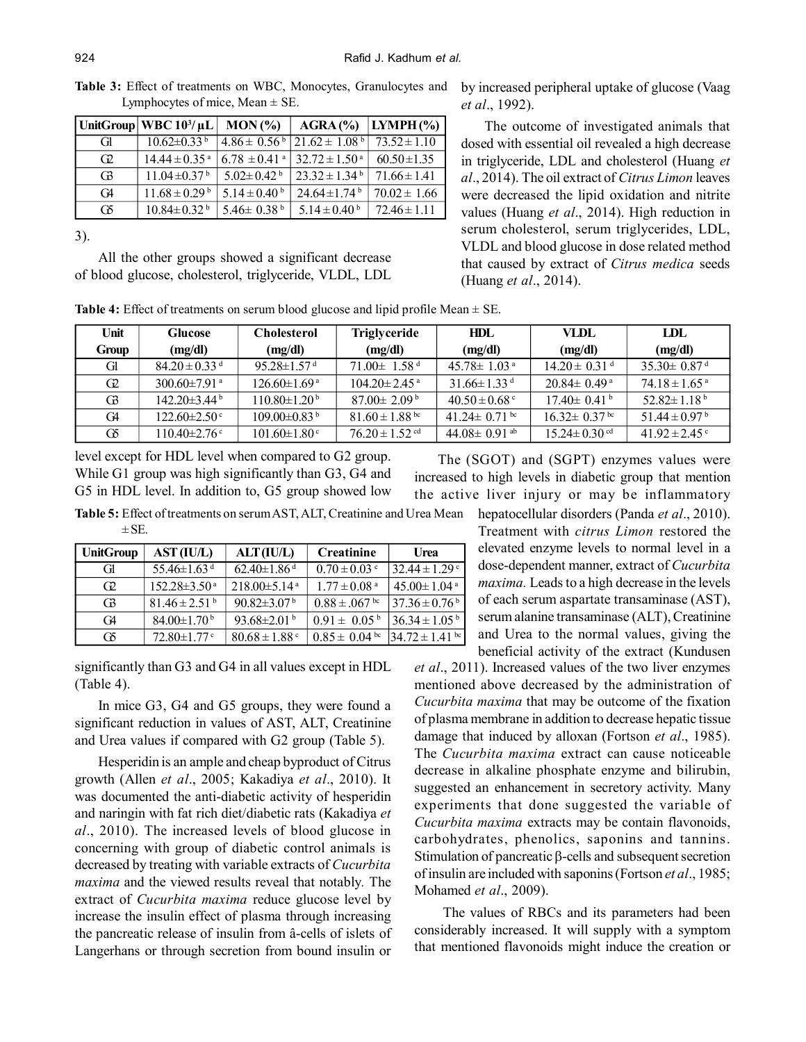**Table 3:** Effect of treatments on WBC, Monocytes, Granulocytes and Lymphocytes of mice, Mean ± SE.

| UnitGroup | WBC $10^3/\mu L$ | MON (%) | AGRA (%) | LYMPH (%) |
|---|---|---|---|---|
| G1 | 10.62±0.33 [b] | 4.86± 0.56 [b] | 21.62 ± 1.08 [b] | 73.52 ± 1.10 |
| G2 | 14.44 ± 0.35 [a] | 6.78 ± 0.41 [a] | 32.72 ± 1.50 [a] | 60.50±1.35 |
| G3 | 11.04±0.37 [b] | 5.02± 0.42 [b] | 23.32 ± 1.34 [b] | 71.66 ± 1.41 |
| G4 | 11.68 ± 0.29 [b] | 5.14 ± 0.40 [b] | 24.64±1.74 [b] | 70.02 ± 1.66 |
| G5 | 10.84± 0.32 [b] | 5.46± 0.38 [b] | 5.14 ± 0.40 [b] | 72.46 ± 1.11 |

3).

All the other groups showed a significant decrease of blood glucose, cholesterol, triglyceride, VLDL, LDL level except for HDL level when compared to G2 group. While G1 group was high significantly than G3, G4 and G5 in HDL level. In addition to, G5 group showed low significantly than G3 and G4 in all values except in HDL (Table 4).

**Table 4:** Effect of treatments on serum blood glucose and lipid profile Mean ± SE.

| Unit Group | Glucose (mg/dl) | Cholesterol (mg/dl) | Triglyceride (mg/dl) | HDL (mg/dl) | VLDL (mg/dl) | LDL (mg/dl) |
|---|---|---|---|---|---|---|
| G1 | 84.20 ± 0.33 [d] | 95.28±1.57 [d] | 71.00± 1.58 [d] | 45.78± 1.03 [a] | 14.20 ± 0.31 [d] | 35.30± 0.87 [d] |
| G2 | 300.60±7.91 [a] | 126.60±1.69 [a] | 104.20±2.45 [a] | 31.66±1.33 [d] | 20.84± 0.49 [a] | 74.18 ± 1.65 [a] |
| G3 | 142.20±3.44 [b] | 110.80±1.20 [b] | 87.00± 2.09 [b] | 40.50 ± 0.68 [c] | 17.40± 0.41 [b] | 52.82± 1.18 [b] |
| G4 | 122.60±2.50 [c] | 109.00±0.83 [b] | 81.60 ± 1.88 [bc] | 41.24± 0.71 [bc] | 16.32± 0.37 [bc] | 51.44 ± 0.97 [b] |
| G5 | 110.40±2.76 [c] | 101.60±1.80 [c] | 76.20 ± 1.52 [cd] | 44.08± 0.91 [ab] | 15.24± 0.30 [cd] | 41.92 ± 2.45 [c] |

**Table 5:** Effect of treatments on serum AST, ALT, Creatinine and Urea Mean ± SE.

| UnitGroup | AST (IU/L) | ALT (IU/L) | Creatinine | Urea |
|---|---|---|---|---|
| G1 | 55.46±1.63 [d] | 62.40±1.86 [d] | 0.70 ± 0.03 [c] | 32.44 ± 1.29 [c] |
| G2 | 152.28±3.50 [a] | 218.00±5.14 [a] | 1.77 ± 0.08 [a] | 45.00± 1.04 [a] |
| G3 | 81.46 ± 2.51 [b] | 90.82±3.07 [b] | 0.88 ± .067 [bc] | 37.36 ± 0.76 [b] |
| G4 | 84.00±1.70 [b] | 93.68±2.01 [b] | 0.91 ± 0.05 [b] | 36.34 ± 1.05 [b] |
| G5 | 72.80±1.77 [c] | 80.68 ± 1.88 [c] | 0.85 ± 0.04 [bc] | 34.72 ± 1.41 [bc] |

In mice G3, G4 and G5 groups, they were found a significant reduction in values of AST, ALT, Creatinine and Urea values if compared with G2 group (Table 5).

Hesperidin is an ample and cheap byproduct of Citrus growth (Allen *et al*., 2005; Kakadiya *et al*., 2010). It was documented the anti-diabetic activity of hesperidin and naringin with fat rich diet/diabetic rats (Kakadiya *et al*., 2010). The increased levels of blood glucose in concerning with group of diabetic control animals is decreased by treating with variable extracts of *Cucurbita maxima* and the viewed results reveal that notably. The extract of *Cucurbita maxima* reduce glucose level by increase the insulin effect of plasma through increasing the pancreatic release of insulin from â-cells of islets of Langerhans or through secretion from bound insulin or by increased peripheral uptake of glucose (Vaag *et al*., 1992).

The outcome of investigated animals that dosed with essential oil revealed a high decrease in triglyceride, LDL and cholesterol (Huang *et al*., 2014). The oil extract of *Citrus Limon* leaves were decreased the lipid oxidation and nitrite values (Huang *et al*., 2014). High reduction in serum cholesterol, serum triglycerides, LDL, VLDL and blood glucose in dose related method that caused by extract of *Citrus medica* seeds (Huang *et al*., 2014).

The (SGOT) and (SGPT) enzymes values were increased to high levels in diabetic group that mention the active liver injury or may be inflammatory hepatocellular disorders (Panda *et al*., 2010). Treatment with *citrus Limon* restored the elevated enzyme levels to normal level in a dose-dependent manner, extract of *Cucurbita maxima.* Leads to a high decrease in the levels of each serum aspartate transaminase (AST), serum alanine transaminase (ALT), Creatinine and Urea to the normal values, giving the beneficial activity of the extract (Kundusen *et al*., 2011). Increased values of the two liver enzymes mentioned above decreased by the administration of *Cucurbita maxima* that may be outcome of the fixation of plasma membrane in addition to decrease hepatic tissue damage that induced by alloxan (Fortson *et al*., 1985). The *Cucurbita maxima* extract can cause noticeable decrease in alkaline phosphate enzyme and bilirubin, suggested an enhancement in secretory activity. Many experiments that done suggested the variable of *Cucurbita maxima* extracts may be contain flavonoids, carbohydrates, phenolics, saponins and tannins. Stimulation of pancreatic $\beta$-cells and subsequent secretion of insulin are included with saponins (Fortson *et al*., 1985; Mohamed *et al*., 2009).

The values of RBCs and its parameters had been considerably increased. It will supply with a symptom that mentioned flavonoids might induce the creation or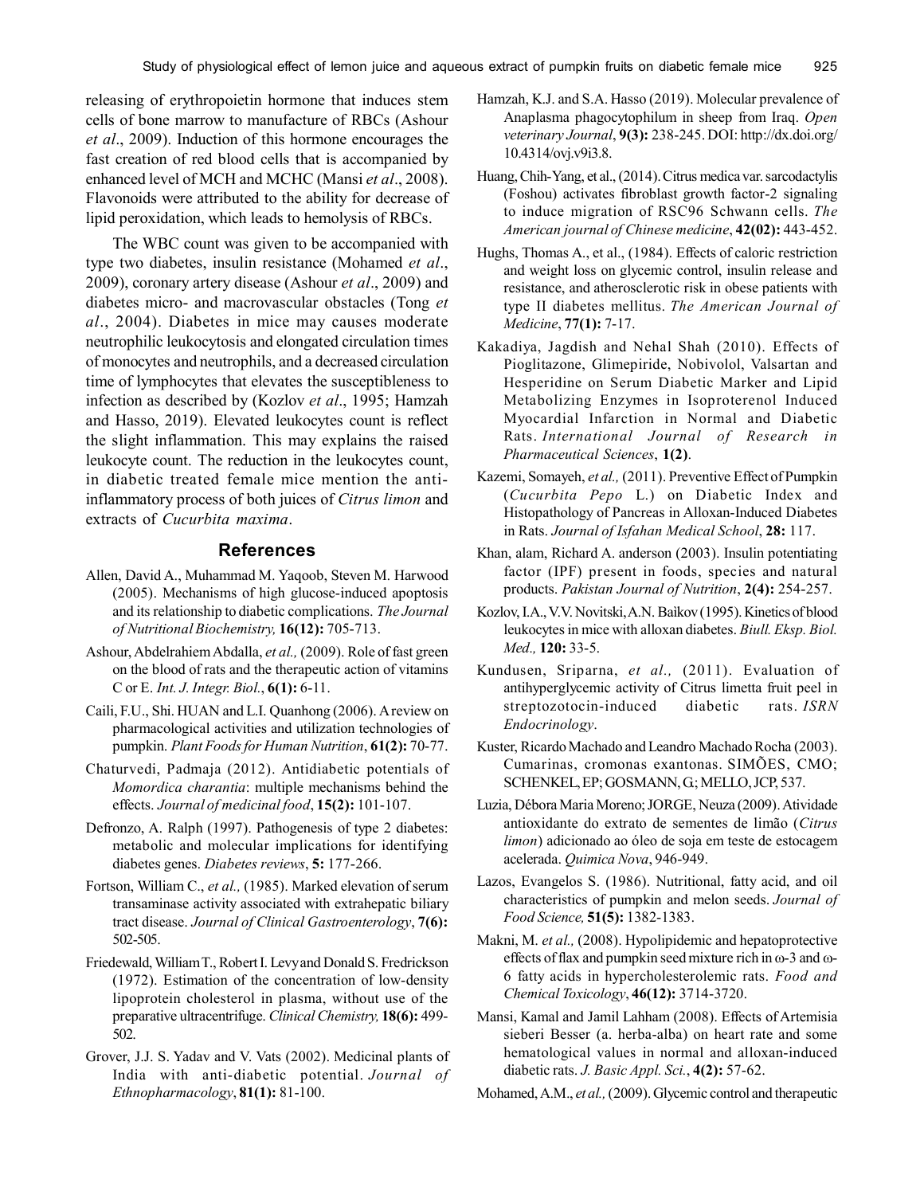releasing of erythropoietin hormone that induces stem cells of bone marrow to manufacture of RBCs (Ashour *et al*., 2009). Induction of this hormone encourages the fast creation of red blood cells that is accompanied by enhanced level of MCH and MCHC (Mansi *et al*., 2008). Flavonoids were attributed to the ability for decrease of lipid peroxidation, which leads to hemolysis of RBCs.

The WBC count was given to be accompanied with type two diabetes, insulin resistance (Mohamed *et al*., 2009), coronary artery disease (Ashour *et al*., 2009) and diabetes micro- and macrovascular obstacles (Tong *et al*., 2004). Diabetes in mice may causes moderate neutrophilic leukocytosis and elongated circulation times of monocytes and neutrophils, and a decreased circulation time of lymphocytes that elevates the susceptibleness to infection as described by (Kozlov *et al*., 1995; Hamzah and Hasso, 2019). Elevated leukocytes count is reflect the slight inflammation. This may explains the raised leukocyte count. The reduction in the leukocytes count, in diabetic treated female mice mention the anti-inflammatory process of both juices of *Citrus limon* and extracts of *Cucurbita maxima*.

## References

Allen, David A., Muhammad M. Yaqoob, Steven M. Harwood (2005). Mechanisms of high glucose-induced apoptosis and its relationship to diabetic complications. *The Journal of Nutritional Biochemistry,* **16(12):** 705-713.

Ashour, Abdelrahiem Abdalla, *et al.,* (2009). Role of fast green on the blood of rats and the therapeutic action of vitamins C or E. *Int. J. Integr. Biol*., **6(1):** 6-11.

Caili, F.U., Shi. HUAN and L.I. Quanhong (2006). A review on pharmacological activities and utilization technologies of pumpkin. *Plant Foods for Human Nutrition*, **61(2):** 70-77.

Chaturvedi, Padmaja (2012). Antidiabetic potentials of *Momordica charantia*: multiple mechanisms behind the effects. *Journal of medicinal food*, **15(2):** 101-107.

Defronzo, A. Ralph (1997). Pathogenesis of type 2 diabetes: metabolic and molecular implications for identifying diabetes genes. *Diabetes reviews*, **5:** 177-266.

Fortson, William C., *et al.,* (1985). Marked elevation of serum transaminase activity associated with extrahepatic biliary tract disease. *Journal of Clinical Gastroenterology*, **7(6):** 502-505.

Friedewald, William T., Robert I. Levy and Donald S. Fredrickson (1972). Estimation of the concentration of low-density lipoprotein cholesterol in plasma, without use of the preparative ultracentrifuge. *Clinical Chemistry,* **18(6):** 499-502.

Grover, J.J. S. Yadav and V. Vats (2002). Medicinal plants of India with anti-diabetic potential. *Journal of Ethnopharmacology*, **81(1):** 81-100.

Hamzah, K.J. and S.A. Hasso (2019). Molecular prevalence of Anaplasma phagocytophilum in sheep from Iraq. *Open veterinary Journal*, **9(3):** 238-245. DOI: http://dx.doi.org/10.4314/ovj.v9i3.8.

Huang, Chih-Yang, et al., (2014). Citrus medica var. sarcodactylis (Foshou) activates fibroblast growth factor-2 signaling to induce migration of RSC96 Schwann cells. *The American journal of Chinese medicine*, **42(02):** 443-452.

Hughs, Thomas A., et al., (1984). Effects of caloric restriction and weight loss on glycemic control, insulin release and resistance, and atherosclerotic risk in obese patients with type II diabetes mellitus. *The American Journal of Medicine*, **77(1):** 7-17.

Kakadiya, Jagdish and Nehal Shah (2010). Effects of Pioglitazone, Glimepiride, Nobivolol, Valsartan and Hesperidine on Serum Diabetic Marker and Lipid Metabolizing Enzymes in Isoproterenol Induced Myocardial Infarction in Normal and Diabetic Rats. *International Journal of Research in Pharmaceutical Sciences*, **1(2)**.

Kazemi, Somayeh, *et al.,* (2011). Preventive Effect of Pumpkin (*Cucurbita Pepo* L.) on Diabetic Index and Histopathology of Pancreas in Alloxan-Induced Diabetes in Rats. *Journal of Isfahan Medical School*, **28:** 117.

Khan, alam, Richard A. anderson (2003). Insulin potentiating factor (IPF) present in foods, species and natural products. *Pakistan Journal of Nutrition*, **2(4):** 254-257.

Kozlov, I.A., V.V. Novitski, A.N. Baikov (1995). Kinetics of blood leukocytes in mice with alloxan diabetes. *Biull. Eksp. Biol. Med.,* **120:** 33-5.

Kundusen, Sriparna, *et al.,* (2011). Evaluation of antihyperglycemic activity of Citrus limetta fruit peel in streptozotocin-induced diabetic rats. *ISRN Endocrinology*.

Kuster, Ricardo Machado and Leandro Machado Rocha (2003). Cumarinas, cromonas exantonas. SIMÕES, CMO; SCHENKEL, EP; GOSMANN, G; MELLO, JCP, 537.

Luzia, Débora Maria Moreno; JORGE, Neuza (2009). Atividade antioxidante do extrato de sementes de limão (*Citrus limon*) adicionado ao óleo de soja em teste de estocagem acelerada. *Quimica Nova*, 946-949.

Lazos, Evangelos S. (1986). Nutritional, fatty acid, and oil characteristics of pumpkin and melon seeds. *Journal of Food Science,* **51(5):** 1382-1383.

Makni, M. *et al.,* (2008). Hypolipidemic and hepatoprotective effects of flax and pumpkin seed mixture rich in ω-3 and ω-6 fatty acids in hypercholesterolemic rats. *Food and Chemical Toxicology*, **46(12):** 3714-3720.

Mansi, Kamal and Jamil Lahham (2008). Effects of Artemisia sieberi Besser (a. herba-alba) on heart rate and some hematological values in normal and alloxan-induced diabetic rats. *J. Basic Appl. Sci.*, **4(2):** 57-62.

Mohamed, A.M., *et al.,* (2009). Glycemic control and therapeutic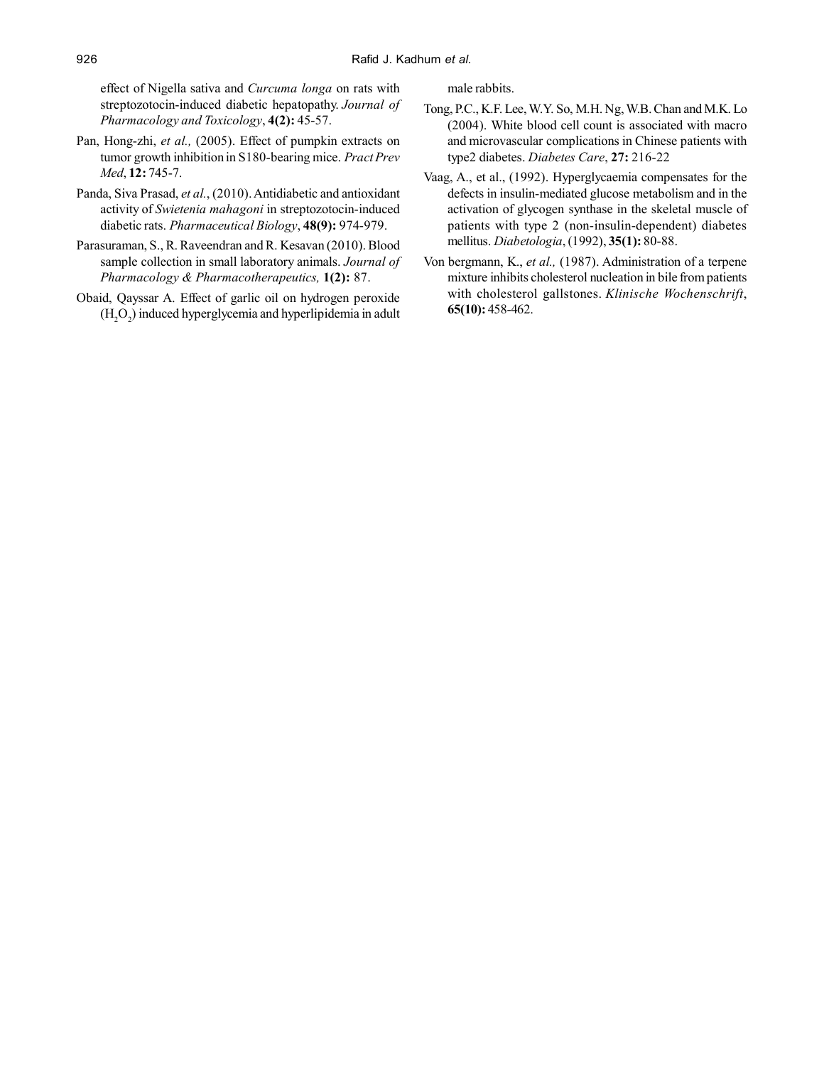effect of Nigella sativa and *Curcuma longa* on rats with streptozotocin-induced diabetic hepatopathy. *Journal of Pharmacology and Toxicology*, **4(2):** 45-57.

Pan, Hong-zhi, *et al.,* (2005). Effect of pumpkin extracts on tumor growth inhibition in S180-bearing mice. *Pract Prev Med*, **12:** 745-7.

Panda, Siva Prasad, *et al.*, (2010). Antidiabetic and antioxidant activity of *Swietenia mahagoni* in streptozotocin-induced diabetic rats. *Pharmaceutical Biology*, **48(9):** 974-979.

Parasuraman, S., R. Raveendran and R. Kesavan (2010). Blood sample collection in small laboratory animals. *Journal of Pharmacology & Pharmacotherapeutics,* **1(2):** 87.

Obaid, Qayssar A. Effect of garlic oil on hydrogen peroxide ($H_2O_2$) induced hyperglycemia and hyperlipidemia in adult male rabbits.

Tong, P.C., K.F. Lee, W.Y. So, M.H. Ng, W.B. Chan and M.K. Lo (2004). White blood cell count is associated with macro and microvascular complications in Chinese patients with type2 diabetes. *Diabetes Care*, **27:** 216-22

Vaag, A., et al., (1992). Hyperglycaemia compensates for the defects in insulin-mediated glucose metabolism and in the activation of glycogen synthase in the skeletal muscle of patients with type 2 (non-insulin-dependent) diabetes mellitus. *Diabetologia*, (1992), **35(1):** 80-88.

Von bergmann, K., *et al.,* (1987). Administration of a terpene mixture inhibits cholesterol nucleation in bile from patients with cholesterol gallstones. *Klinische Wochenschrift*, **65(10):** 458-462.